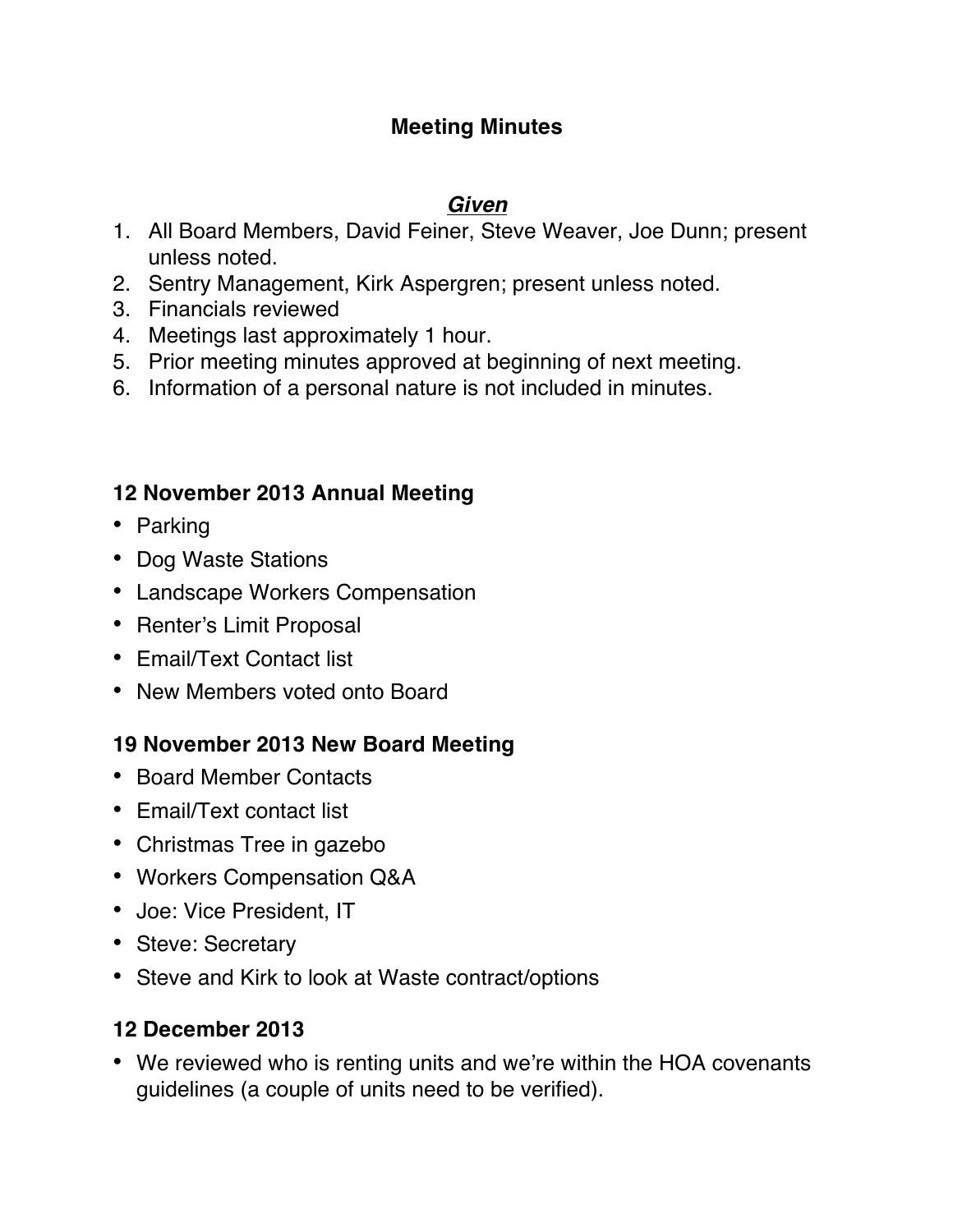# Meeting Minutes

## ***Given***

1. All Board Members, David Feiner, Steve Weaver, Joe Dunn; present unless noted.
2. Sentry Management, Kirk Aspergren; present unless noted.
3. Financials reviewed
4. Meetings last approximately 1 hour.
5. Prior meeting minutes approved at beginning of next meeting.
6. Information of a personal nature is not included in minutes.

### 12 November 2013 Annual Meeting

- Parking
- Dog Waste Stations
- Landscape Workers Compensation
- Renter's Limit Proposal
- Email/Text Contact list
- New Members voted onto Board

### 19 November 2013 New Board Meeting

- Board Member Contacts
- Email/Text contact list
- Christmas Tree in gazebo
- Workers Compensation Q&A
- Joe: Vice President, IT
- Steve: Secretary
- Steve and Kirk to look at Waste contract/options

### 12 December 2013

- We reviewed who is renting units and we're within the HOA covenants guidelines (a couple of units need to be verified).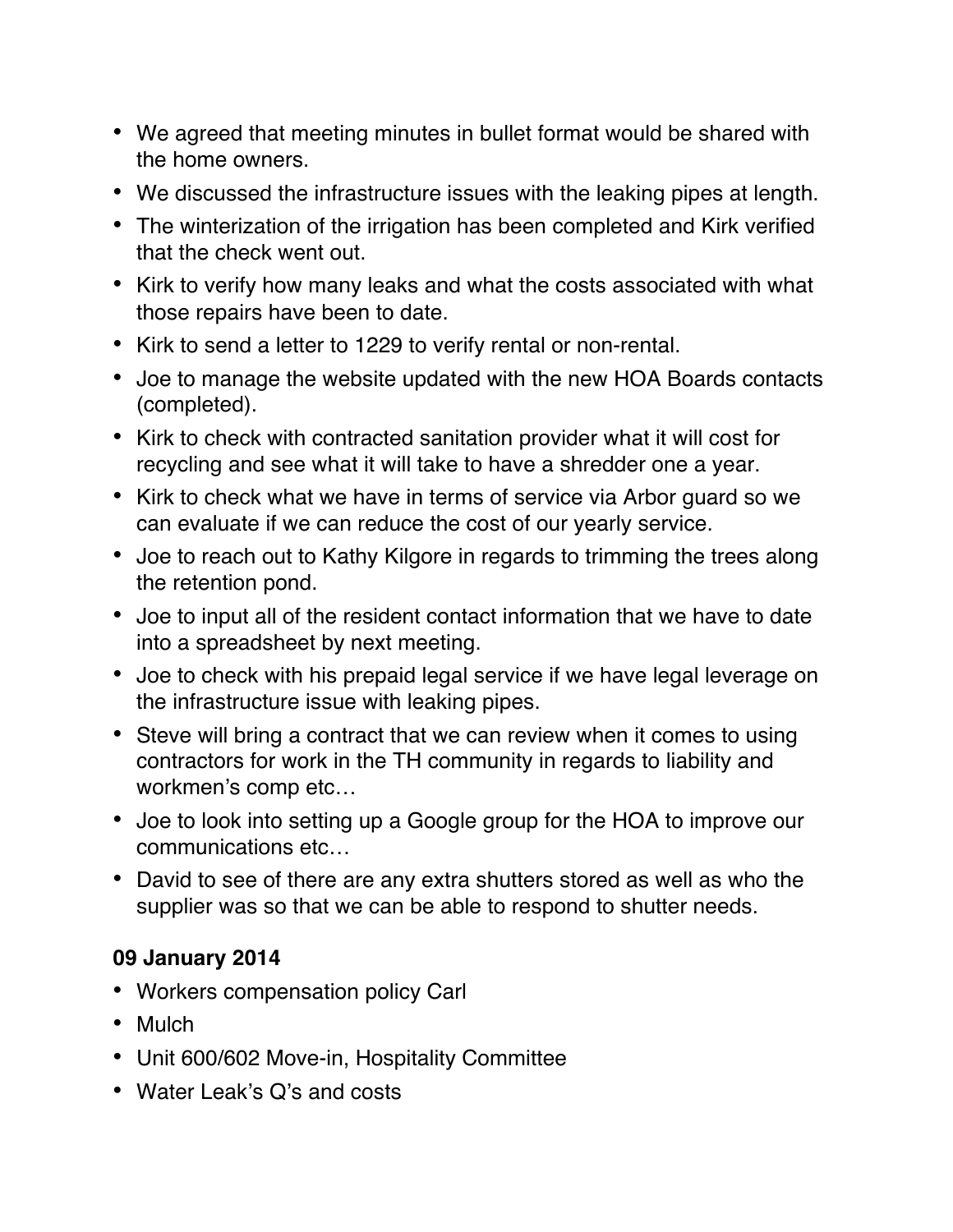- We agreed that meeting minutes in bullet format would be shared with the home owners.
- We discussed the infrastructure issues with the leaking pipes at length.
- The winterization of the irrigation has been completed and Kirk verified that the check went out.
- Kirk to verify how many leaks and what the costs associated with what those repairs have been to date.
- Kirk to send a letter to 1229 to verify rental or non-rental.
- Joe to manage the website updated with the new HOA Boards contacts (completed).
- Kirk to check with contracted sanitation provider what it will cost for recycling and see what it will take to have a shredder one a year.
- Kirk to check what we have in terms of service via Arbor guard so we can evaluate if we can reduce the cost of our yearly service.
- Joe to reach out to Kathy Kilgore in regards to trimming the trees along the retention pond.
- Joe to input all of the resident contact information that we have to date into a spreadsheet by next meeting.
- Joe to check with his prepaid legal service if we have legal leverage on the infrastructure issue with leaking pipes.
- Steve will bring a contract that we can review when it comes to using contractors for work in the TH community in regards to liability and workmen's comp etc…
- Joe to look into setting up a Google group for the HOA to improve our communications etc…
- David to see of there are any extra shutters stored as well as who the supplier was so that we can be able to respond to shutter needs.

**09 January 2014**

- Workers compensation policy Carl
- Mulch
- Unit 600/602 Move-in, Hospitality Committee
- Water Leak's Q's and costs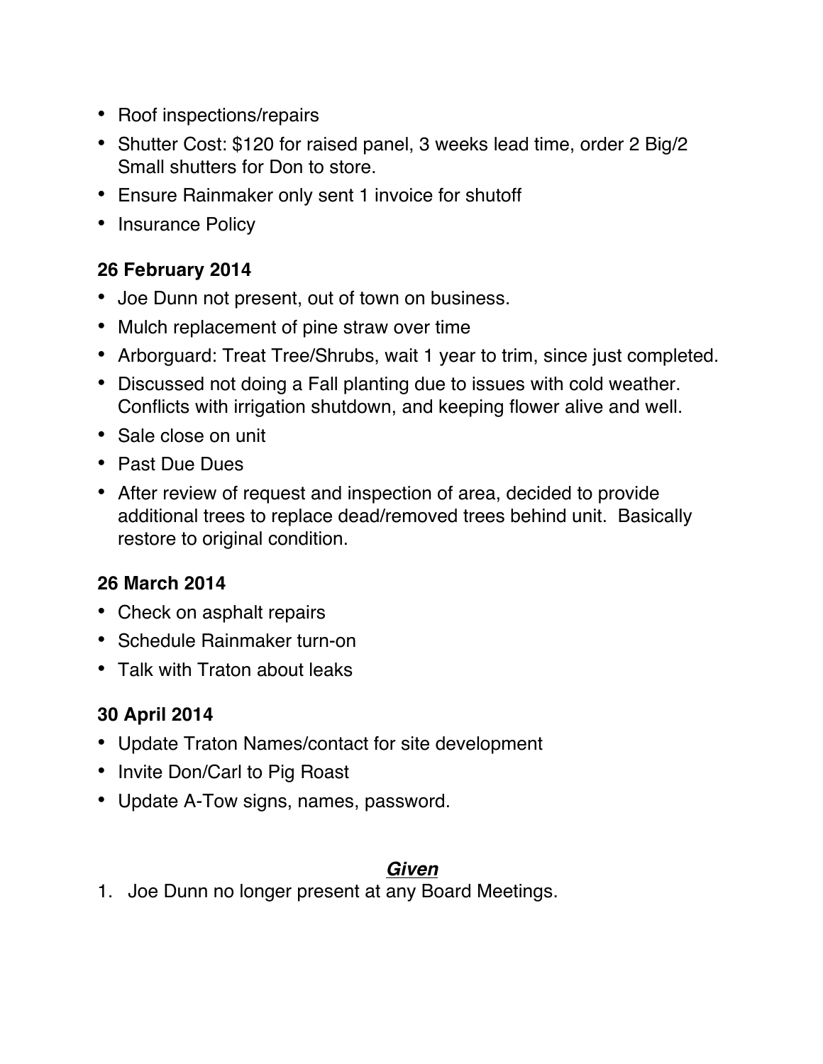- Roof inspections/repairs
- Shutter Cost: $120 for raised panel, 3 weeks lead time, order 2 Big/2 Small shutters for Don to store.
- Ensure Rainmaker only sent 1 invoice for shutoff
- Insurance Policy

**26 February 2014**

- Joe Dunn not present, out of town on business.
- Mulch replacement of pine straw over time
- Arborguard: Treat Tree/Shrubs, wait 1 year to trim, since just completed.
- Discussed not doing a Fall planting due to issues with cold weather. Conflicts with irrigation shutdown, and keeping flower alive and well.
- Sale close on unit
- Past Due Dues
- After review of request and inspection of area, decided to provide additional trees to replace dead/removed trees behind unit. Basically restore to original condition.

**26 March 2014**

- Check on asphalt repairs
- Schedule Rainmaker turn-on
- Talk with Traton about leaks

**30 April 2014**

- Update Traton Names/contact for site development
- Invite Don/Carl to Pig Roast
- Update A-Tow signs, names, password.

***<u>Given</u>***

1. Joe Dunn no longer present at any Board Meetings.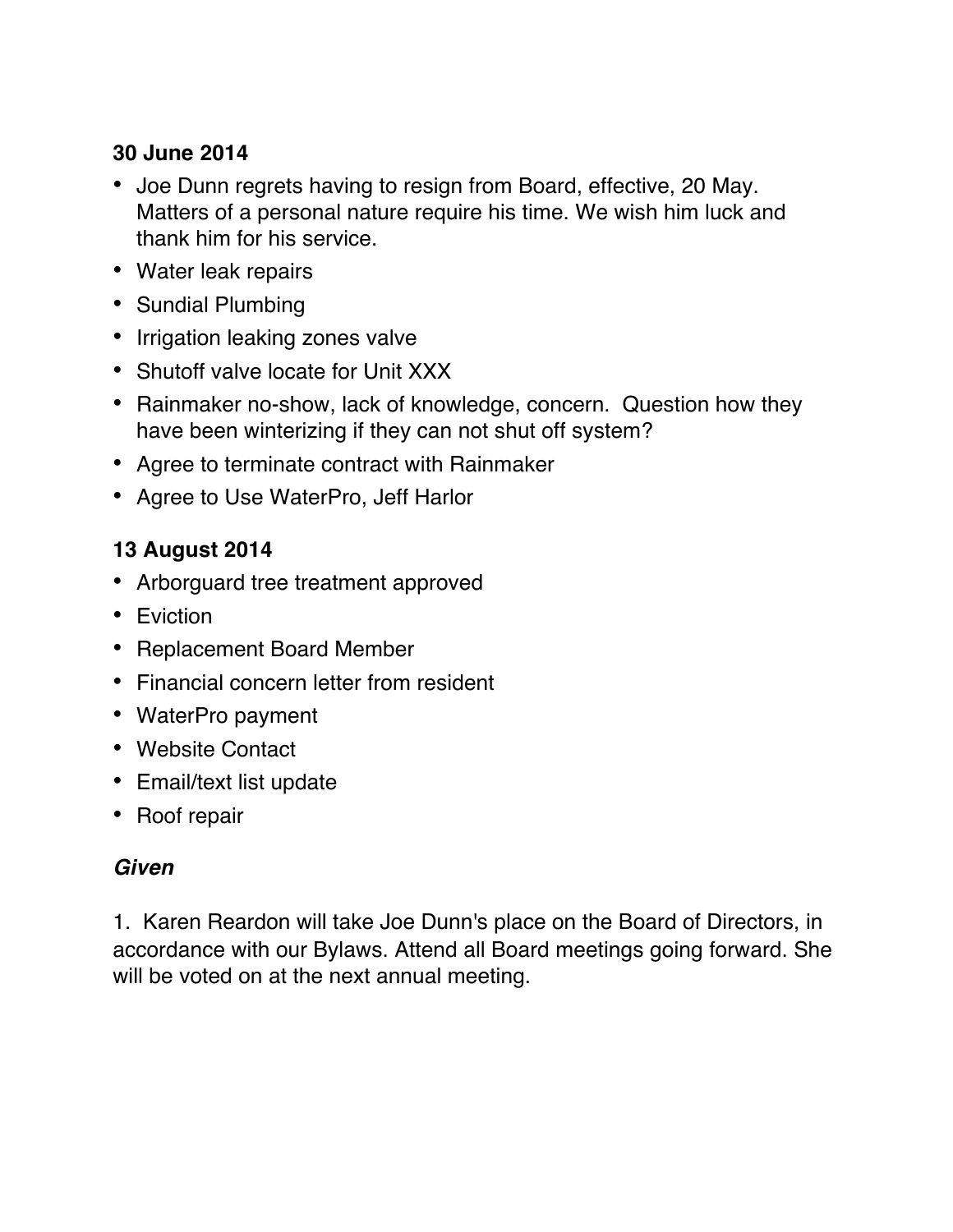**30 June 2014**

- Joe Dunn regrets having to resign from Board, effective, 20 May. Matters of a personal nature require his time. We wish him luck and thank him for his service.
- Water leak repairs
- Sundial Plumbing
- Irrigation leaking zones valve
- Shutoff valve locate for Unit XXX
- Rainmaker no-show, lack of knowledge, concern.  Question how they have been winterizing if they can not shut off system?
- Agree to terminate contract with Rainmaker
- Agree to Use WaterPro, Jeff Harlor

**13 August 2014**

- Arborguard tree treatment approved
- Eviction
- Replacement Board Member
- Financial concern letter from resident
- WaterPro payment
- Website Contact
- Email/text list update
- Roof repair

***Given***

1.  Karen Reardon will take Joe Dunn's place on the Board of Directors, in accordance with our Bylaws. Attend all Board meetings going forward. She will be voted on at the next annual meeting.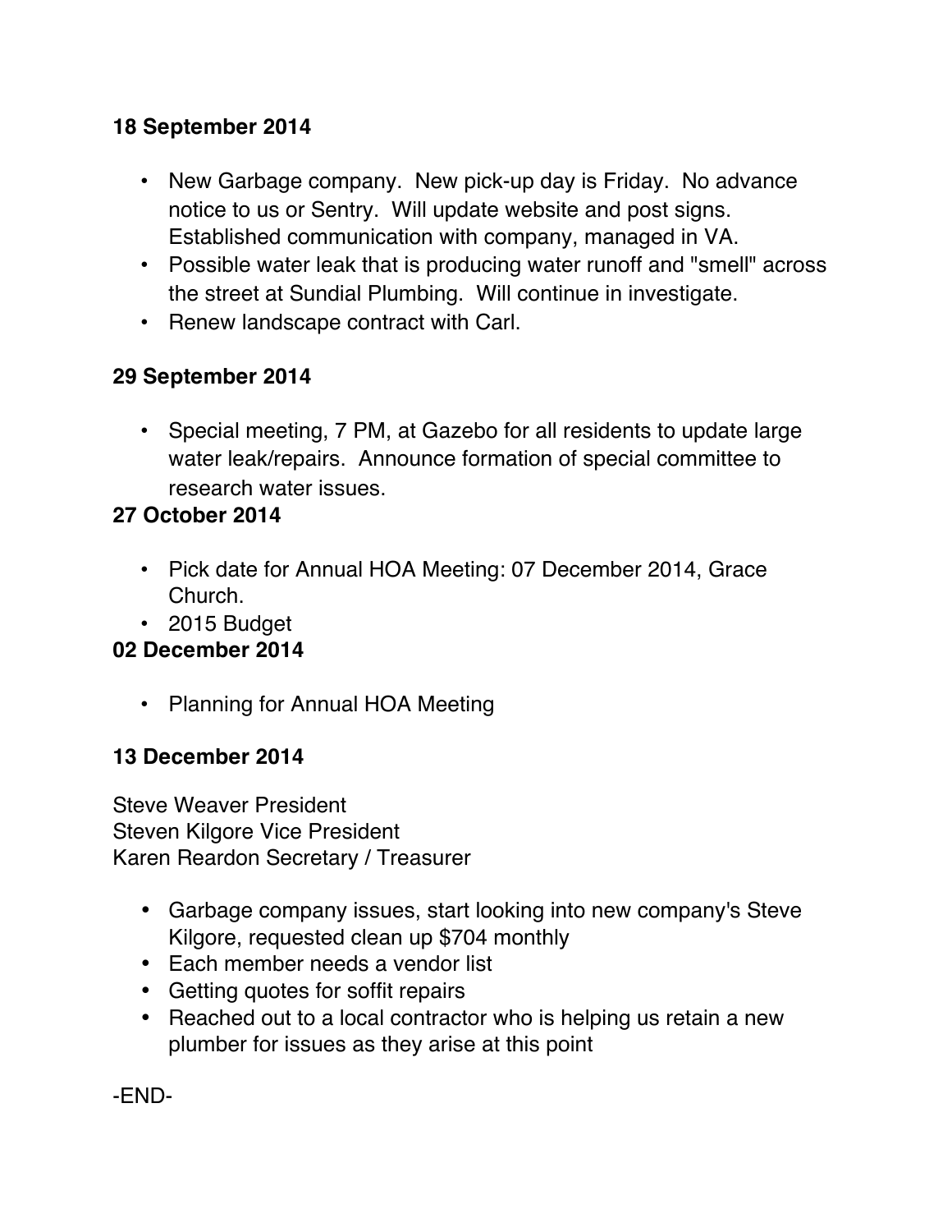**18 September 2014**

- New Garbage company. New pick-up day is Friday. No advance notice to us or Sentry. Will update website and post signs. Established communication with company, managed in VA.
- Possible water leak that is producing water runoff and "smell" across the street at Sundial Plumbing. Will continue in investigate.
- Renew landscape contract with Carl.

**29 September 2014**

- Special meeting, 7 PM, at Gazebo for all residents to update large water leak/repairs. Announce formation of special committee to research water issues.

**27 October 2014**

- Pick date for Annual HOA Meeting: 07 December 2014, Grace Church.
- 2015 Budget

**02 December 2014**

- Planning for Annual HOA Meeting

**13 December 2014**

Steve Weaver President
Steven Kilgore Vice President
Karen Reardon Secretary / Treasurer

- Garbage company issues, start looking into new company's Steve Kilgore, requested clean up $704 monthly
- Each member needs a vendor list
- Getting quotes for soffit repairs
- Reached out to a local contractor who is helping us retain a new plumber for issues as they arise at this point

-END-